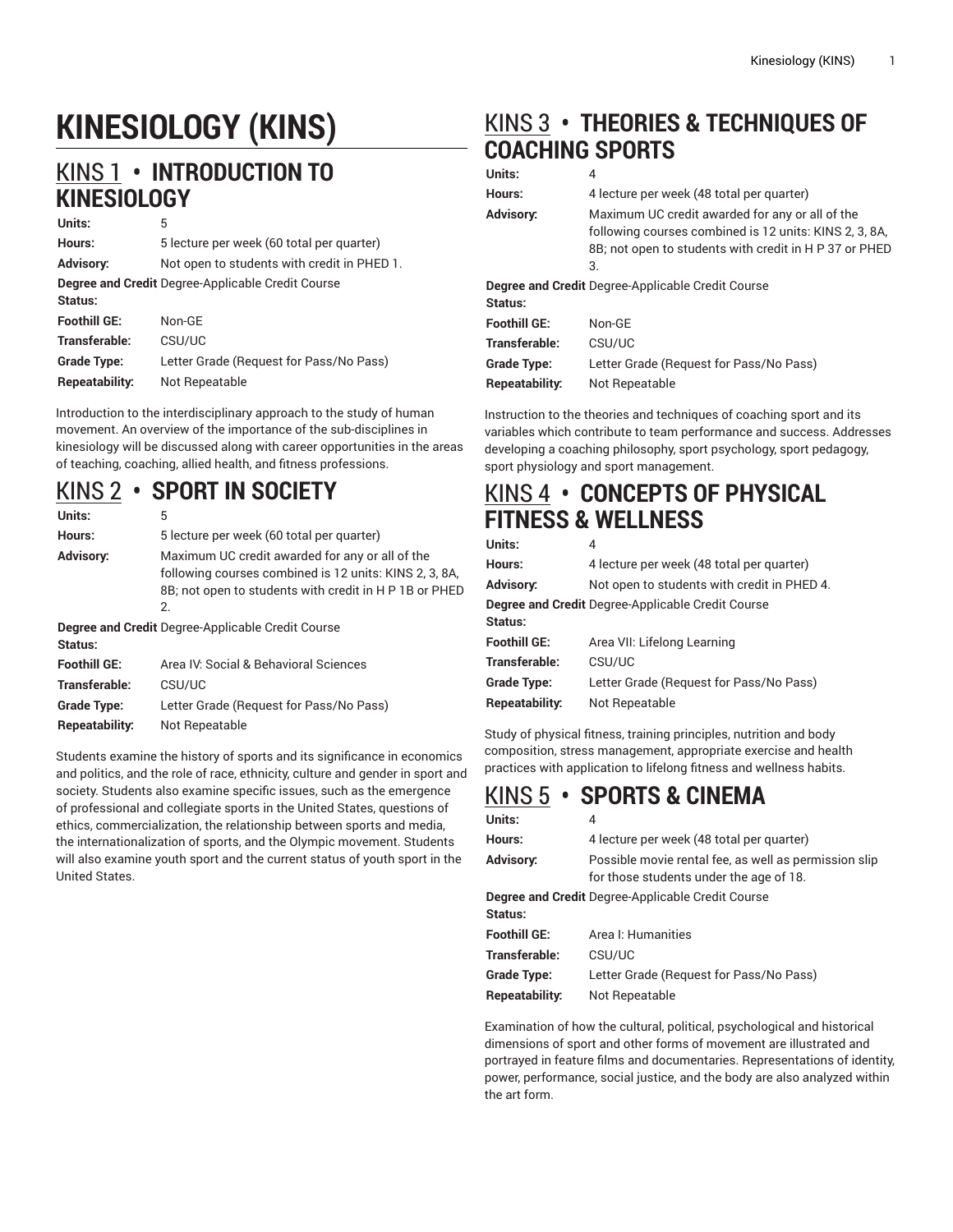# KINESIOLOGY (KINS)

## KINS 1 • INTRODUCTION TO KINESIOLOGY

| | |
|---|---|
| **Units:** | 5 |
| **Hours:** | 5 lecture per week (60 total per quarter) |
| **Advisory:** | Not open to students with credit in PHED 1. |
| **Degree and Credit Status:** | Degree-Applicable Credit Course |
| **Foothill GE:** | Non-GE |
| **Transferable:** | CSU/UC |
| **Grade Type:** | Letter Grade (Request for Pass/No Pass) |
| **Repeatability:** | Not Repeatable |

Introduction to the interdisciplinary approach to the study of human movement. An overview of the importance of the sub-disciplines in kinesiology will be discussed along with career opportunities in the areas of teaching, coaching, allied health, and fitness professions.

## KINS 2 • SPORT IN SOCIETY

| | |
|---|---|
| **Units:** | 5 |
| **Hours:** | 5 lecture per week (60 total per quarter) |
| **Advisory:** | Maximum UC credit awarded for any or all of the following courses combined is 12 units: KINS 2, 3, 8A, 8B; not open to students with credit in H P 1B or PHED 2. |
| **Degree and Credit Status:** | Degree-Applicable Credit Course |
| **Foothill GE:** | Area IV: Social & Behavioral Sciences |
| **Transferable:** | CSU/UC |
| **Grade Type:** | Letter Grade (Request for Pass/No Pass) |
| **Repeatability:** | Not Repeatable |

Students examine the history of sports and its significance in economics and politics, and the role of race, ethnicity, culture and gender in sport and society. Students also examine specific issues, such as the emergence of professional and collegiate sports in the United States, questions of ethics, commercialization, the relationship between sports and media, the internationalization of sports, and the Olympic movement. Students will also examine youth sport and the current status of youth sport in the United States.

## KINS 3 • THEORIES & TECHNIQUES OF COACHING SPORTS

| | |
|---|---|
| **Units:** | 4 |
| **Hours:** | 4 lecture per week (48 total per quarter) |
| **Advisory:** | Maximum UC credit awarded for any or all of the following courses combined is 12 units: KINS 2, 3, 8A, 8B; not open to students with credit in H P 37 or PHED 3. |
| **Degree and Credit Status:** | Degree-Applicable Credit Course |
| **Foothill GE:** | Non-GE |
| **Transferable:** | CSU/UC |
| **Grade Type:** | Letter Grade (Request for Pass/No Pass) |
| **Repeatability:** | Not Repeatable |

Instruction to the theories and techniques of coaching sport and its variables which contribute to team performance and success. Addresses developing a coaching philosophy, sport psychology, sport pedagogy, sport physiology and sport management.

## KINS 4 • CONCEPTS OF PHYSICAL FITNESS & WELLNESS

| | |
|---|---|
| **Units:** | 4 |
| **Hours:** | 4 lecture per week (48 total per quarter) |
| **Advisory:** | Not open to students with credit in PHED 4. |
| **Degree and Credit Status:** | Degree-Applicable Credit Course |
| **Foothill GE:** | Area VII: Lifelong Learning |
| **Transferable:** | CSU/UC |
| **Grade Type:** | Letter Grade (Request for Pass/No Pass) |
| **Repeatability:** | Not Repeatable |

Study of physical fitness, training principles, nutrition and body composition, stress management, appropriate exercise and health practices with application to lifelong fitness and wellness habits.

## KINS 5 • SPORTS & CINEMA

| | |
|---|---|
| **Units:** | 4 |
| **Hours:** | 4 lecture per week (48 total per quarter) |
| **Advisory:** | Possible movie rental fee, as well as permission slip for those students under the age of 18. |
| **Degree and Credit Status:** | Degree-Applicable Credit Course |
| **Foothill GE:** | Area I: Humanities |
| **Transferable:** | CSU/UC |
| **Grade Type:** | Letter Grade (Request for Pass/No Pass) |
| **Repeatability:** | Not Repeatable |

Examination of how the cultural, political, psychological and historical dimensions of sport and other forms of movement are illustrated and portrayed in feature films and documentaries. Representations of identity, power, performance, social justice, and the body are also analyzed within the art form.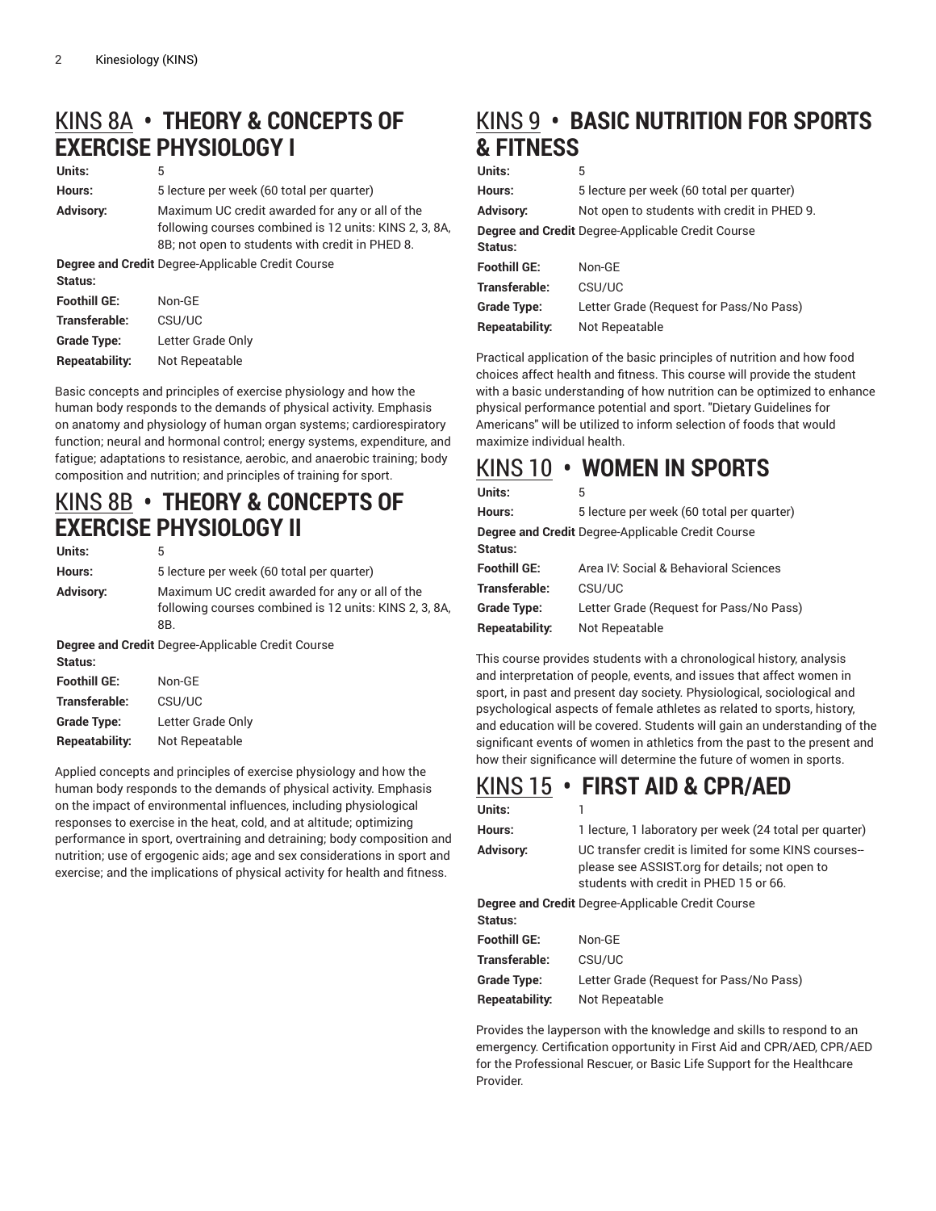## KINS 8A • THEORY & CONCEPTS OF EXERCISE PHYSIOLOGY I

| | |
|---|---|
| **Units:** | 5 |
| **Hours:** | 5 lecture per week (60 total per quarter) |
| **Advisory:** | Maximum UC credit awarded for any or all of the following courses combined is 12 units: KINS 2, 3, 8A, 8B; not open to students with credit in PHED 8. |
| **Degree and Credit Status:** | Degree-Applicable Credit Course |
| **Foothill GE:** | Non-GE |
| **Transferable:** | CSU/UC |
| **Grade Type:** | Letter Grade Only |
| **Repeatability:** | Not Repeatable |

Basic concepts and principles of exercise physiology and how the human body responds to the demands of physical activity. Emphasis on anatomy and physiology of human organ systems; cardiorespiratory function; neural and hormonal control; energy systems, expenditure, and fatigue; adaptations to resistance, aerobic, and anaerobic training; body composition and nutrition; and principles of training for sport.

## KINS 8B • THEORY & CONCEPTS OF EXERCISE PHYSIOLOGY II

| | |
|---|---|
| **Units:** | 5 |
| **Hours:** | 5 lecture per week (60 total per quarter) |
| **Advisory:** | Maximum UC credit awarded for any or all of the following courses combined is 12 units: KINS 2, 3, 8A, 8B. |
| **Degree and Credit Status:** | Degree-Applicable Credit Course |
| **Foothill GE:** | Non-GE |
| **Transferable:** | CSU/UC |
| **Grade Type:** | Letter Grade Only |
| **Repeatability:** | Not Repeatable |

Applied concepts and principles of exercise physiology and how the human body responds to the demands of physical activity. Emphasis on the impact of environmental influences, including physiological responses to exercise in the heat, cold, and at altitude; optimizing performance in sport, overtraining and detraining; body composition and nutrition; use of ergogenic aids; age and sex considerations in sport and exercise; and the implications of physical activity for health and fitness.

## KINS 9 • BASIC NUTRITION FOR SPORTS & FITNESS

| | |
|---|---|
| **Units:** | 5 |
| **Hours:** | 5 lecture per week (60 total per quarter) |
| **Advisory:** | Not open to students with credit in PHED 9. |
| **Degree and Credit Status:** | Degree-Applicable Credit Course |
| **Foothill GE:** | Non-GE |
| **Transferable:** | CSU/UC |
| **Grade Type:** | Letter Grade (Request for Pass/No Pass) |
| **Repeatability:** | Not Repeatable |

Practical application of the basic principles of nutrition and how food choices affect health and fitness. This course will provide the student with a basic understanding of how nutrition can be optimized to enhance physical performance potential and sport. "Dietary Guidelines for Americans" will be utilized to inform selection of foods that would maximize individual health.

## KINS 10 • WOMEN IN SPORTS

| | |
|---|---|
| **Units:** | 5 |
| **Hours:** | 5 lecture per week (60 total per quarter) |
| **Degree and Credit Status:** | Degree-Applicable Credit Course |
| **Foothill GE:** | Area IV: Social & Behavioral Sciences |
| **Transferable:** | CSU/UC |
| **Grade Type:** | Letter Grade (Request for Pass/No Pass) |
| **Repeatability:** | Not Repeatable |

This course provides students with a chronological history, analysis and interpretation of people, events, and issues that affect women in sport, in past and present day society. Physiological, sociological and psychological aspects of female athletes as related to sports, history, and education will be covered. Students will gain an understanding of the significant events of women in athletics from the past to the present and how their significance will determine the future of women in sports.

## KINS 15 • FIRST AID & CPR/AED

| | |
|---|---|
| **Units:** | 1 |
| **Hours:** | 1 lecture, 1 laboratory per week (24 total per quarter) |
| **Advisory:** | UC transfer credit is limited for some KINS courses--please see ASSIST.org for details; not open to students with credit in PHED 15 or 66. |
| **Degree and Credit Status:** | Degree-Applicable Credit Course |
| **Foothill GE:** | Non-GE |
| **Transferable:** | CSU/UC |
| **Grade Type:** | Letter Grade (Request for Pass/No Pass) |
| **Repeatability:** | Not Repeatable |

Provides the layperson with the knowledge and skills to respond to an emergency. Certification opportunity in First Aid and CPR/AED, CPR/AED for the Professional Rescuer, or Basic Life Support for the Healthcare Provider.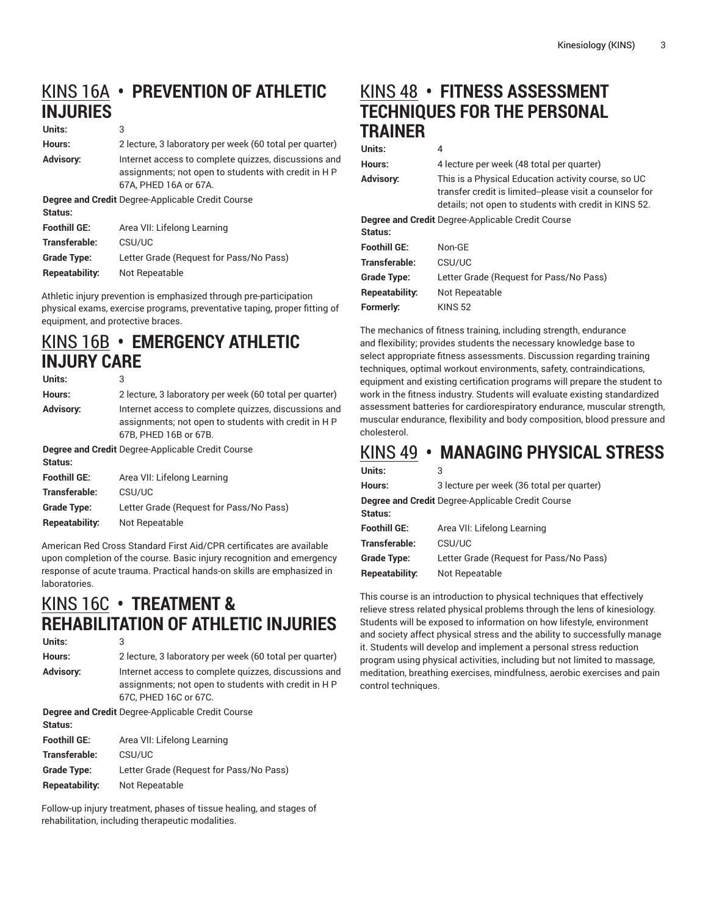## KINS 16A • PREVENTION OF ATHLETIC INJURIES

| | |
|---|---|
| **Units:** | 3 |
| **Hours:** | 2 lecture, 3 laboratory per week (60 total per quarter) |
| **Advisory:** | Internet access to complete quizzes, discussions and assignments; not open to students with credit in H P 67A, PHED 16A or 67A. |
| **Degree and Credit Status:** | Degree-Applicable Credit Course |
| **Foothill GE:** | Area VII: Lifelong Learning |
| **Transferable:** | CSU/UC |
| **Grade Type:** | Letter Grade (Request for Pass/No Pass) |
| **Repeatability:** | Not Repeatable |

Athletic injury prevention is emphasized through pre-participation physical exams, exercise programs, preventative taping, proper fitting of equipment, and protective braces.

## KINS 16B • EMERGENCY ATHLETIC INJURY CARE

| | |
|---|---|
| **Units:** | 3 |
| **Hours:** | 2 lecture, 3 laboratory per week (60 total per quarter) |
| **Advisory:** | Internet access to complete quizzes, discussions and assignments; not open to students with credit in H P 67B, PHED 16B or 67B. |
| **Degree and Credit Status:** | Degree-Applicable Credit Course |
| **Foothill GE:** | Area VII: Lifelong Learning |
| **Transferable:** | CSU/UC |
| **Grade Type:** | Letter Grade (Request for Pass/No Pass) |
| **Repeatability:** | Not Repeatable |

American Red Cross Standard First Aid/CPR certificates are available upon completion of the course. Basic injury recognition and emergency response of acute trauma. Practical hands-on skills are emphasized in laboratories.

## KINS 16C • TREATMENT & REHABILITATION OF ATHLETIC INJURIES

| | |
|---|---|
| **Units:** | 3 |
| **Hours:** | 2 lecture, 3 laboratory per week (60 total per quarter) |
| **Advisory:** | Internet access to complete quizzes, discussions and assignments; not open to students with credit in H P 67C, PHED 16C or 67C. |
| **Degree and Credit Status:** | Degree-Applicable Credit Course |
| **Foothill GE:** | Area VII: Lifelong Learning |
| **Transferable:** | CSU/UC |
| **Grade Type:** | Letter Grade (Request for Pass/No Pass) |
| **Repeatability:** | Not Repeatable |

Follow-up injury treatment, phases of tissue healing, and stages of rehabilitation, including therapeutic modalities.

## KINS 48 • FITNESS ASSESSMENT TECHNIQUES FOR THE PERSONAL TRAINER

| | |
|---|---|
| **Units:** | 4 |
| **Hours:** | 4 lecture per week (48 total per quarter) |
| **Advisory:** | This is a Physical Education activity course, so UC transfer credit is limited--please visit a counselor for details; not open to students with credit in KINS 52. |
| **Degree and Credit Status:** | Degree-Applicable Credit Course |
| **Foothill GE:** | Non-GE |
| **Transferable:** | CSU/UC |
| **Grade Type:** | Letter Grade (Request for Pass/No Pass) |
| **Repeatability:** | Not Repeatable |
| **Formerly:** | KINS 52 |

The mechanics of fitness training, including strength, endurance and flexibility; provides students the necessary knowledge base to select appropriate fitness assessments. Discussion regarding training techniques, optimal workout environments, safety, contraindications, equipment and existing certification programs will prepare the student to work in the fitness industry. Students will evaluate existing standardized assessment batteries for cardiorespiratory endurance, muscular strength, muscular endurance, flexibility and body composition, blood pressure and cholesterol.

## KINS 49 • MANAGING PHYSICAL STRESS

| | |
|---|---|
| **Units:** | 3 |
| **Hours:** | 3 lecture per week (36 total per quarter) |
| **Degree and Credit Status:** | Degree-Applicable Credit Course |
| **Foothill GE:** | Area VII: Lifelong Learning |
| **Transferable:** | CSU/UC |
| **Grade Type:** | Letter Grade (Request for Pass/No Pass) |
| **Repeatability:** | Not Repeatable |

This course is an introduction to physical techniques that effectively relieve stress related physical problems through the lens of kinesiology. Students will be exposed to information on how lifestyle, environment and society affect physical stress and the ability to successfully manage it. Students will develop and implement a personal stress reduction program using physical activities, including but not limited to massage, meditation, breathing exercises, mindfulness, aerobic exercises and pain control techniques.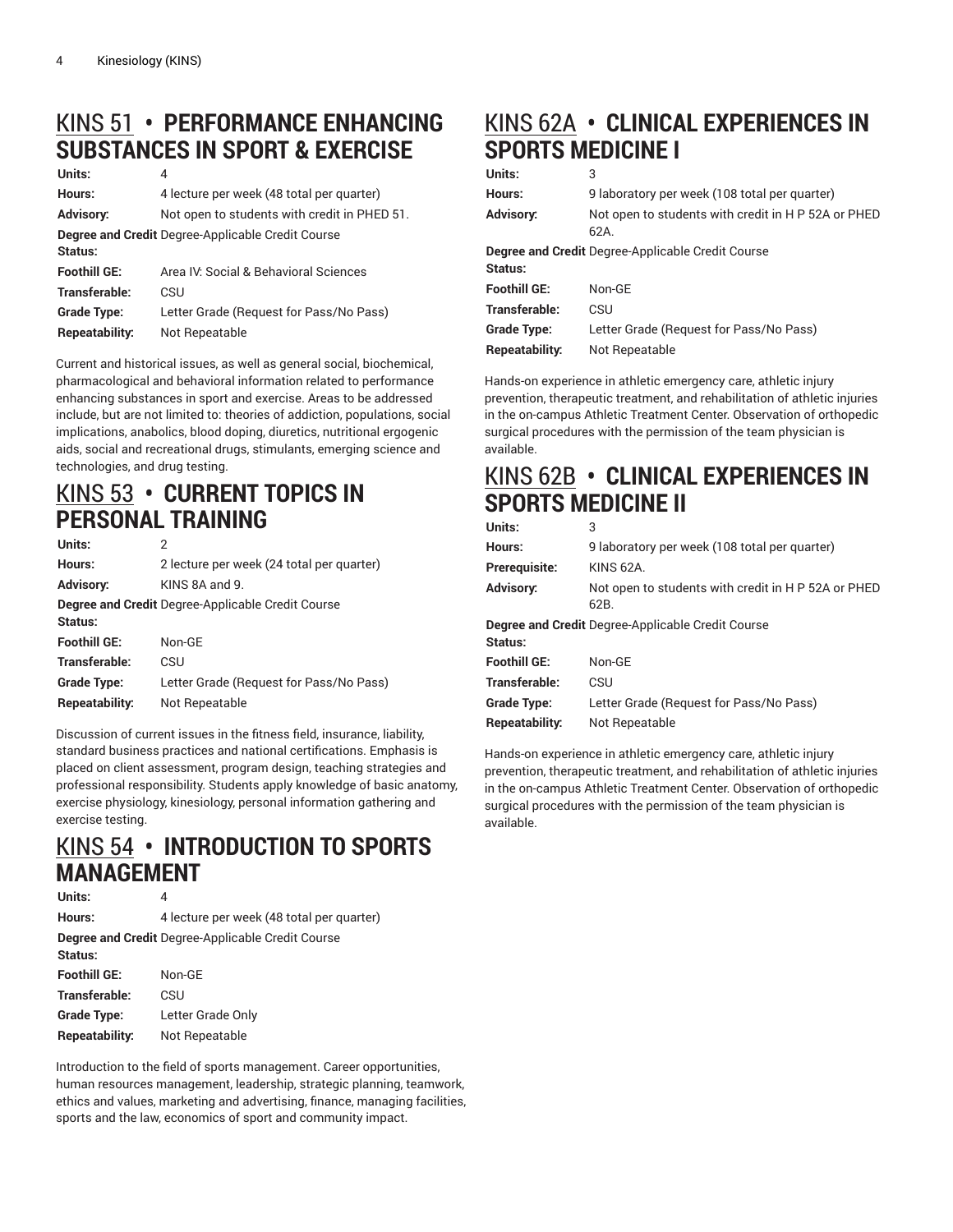## KINS 51 • PERFORMANCE ENHANCING SUBSTANCES IN SPORT & EXERCISE

| | |
|---|---|
| **Units:** | 4 |
| **Hours:** | 4 lecture per week (48 total per quarter) |
| **Advisory:** | Not open to students with credit in PHED 51. |
| **Degree and Credit Status:** | Degree-Applicable Credit Course |
| **Foothill GE:** | Area IV: Social & Behavioral Sciences |
| **Transferable:** | CSU |
| **Grade Type:** | Letter Grade (Request for Pass/No Pass) |
| **Repeatability:** | Not Repeatable |

Current and historical issues, as well as general social, biochemical, pharmacological and behavioral information related to performance enhancing substances in sport and exercise. Areas to be addressed include, but are not limited to: theories of addiction, populations, social implications, anabolics, blood doping, diuretics, nutritional ergogenic aids, social and recreational drugs, stimulants, emerging science and technologies, and drug testing.

## KINS 53 • CURRENT TOPICS IN PERSONAL TRAINING

| | |
|---|---|
| **Units:** | 2 |
| **Hours:** | 2 lecture per week (24 total per quarter) |
| **Advisory:** | KINS 8A and 9. |
| **Degree and Credit Status:** | Degree-Applicable Credit Course |
| **Foothill GE:** | Non-GE |
| **Transferable:** | CSU |
| **Grade Type:** | Letter Grade (Request for Pass/No Pass) |
| **Repeatability:** | Not Repeatable |

Discussion of current issues in the fitness field, insurance, liability, standard business practices and national certifications. Emphasis is placed on client assessment, program design, teaching strategies and professional responsibility. Students apply knowledge of basic anatomy, exercise physiology, kinesiology, personal information gathering and exercise testing.

## KINS 54 • INTRODUCTION TO SPORTS MANAGEMENT

| | |
|---|---|
| **Units:** | 4 |
| **Hours:** | 4 lecture per week (48 total per quarter) |
| **Degree and Credit Status:** | Degree-Applicable Credit Course |
| **Foothill GE:** | Non-GE |
| **Transferable:** | CSU |
| **Grade Type:** | Letter Grade Only |
| **Repeatability:** | Not Repeatable |

Introduction to the field of sports management. Career opportunities, human resources management, leadership, strategic planning, teamwork, ethics and values, marketing and advertising, finance, managing facilities, sports and the law, economics of sport and community impact.

## KINS 62A • CLINICAL EXPERIENCES IN SPORTS MEDICINE I

| | |
|---|---|
| **Units:** | 3 |
| **Hours:** | 9 laboratory per week (108 total per quarter) |
| **Advisory:** | Not open to students with credit in H P 52A or PHED 62A. |
| **Degree and Credit Status:** | Degree-Applicable Credit Course |
| **Foothill GE:** | Non-GE |
| **Transferable:** | CSU |
| **Grade Type:** | Letter Grade (Request for Pass/No Pass) |
| **Repeatability:** | Not Repeatable |

Hands-on experience in athletic emergency care, athletic injury prevention, therapeutic treatment, and rehabilitation of athletic injuries in the on-campus Athletic Treatment Center. Observation of orthopedic surgical procedures with the permission of the team physician is available.

## KINS 62B • CLINICAL EXPERIENCES IN SPORTS MEDICINE II

| | |
|---|---|
| **Units:** | 3 |
| **Hours:** | 9 laboratory per week (108 total per quarter) |
| **Prerequisite:** | KINS 62A. |
| **Advisory:** | Not open to students with credit in H P 52A or PHED 62B. |
| **Degree and Credit Status:** | Degree-Applicable Credit Course |
| **Foothill GE:** | Non-GE |
| **Transferable:** | CSU |
| **Grade Type:** | Letter Grade (Request for Pass/No Pass) |
| **Repeatability:** | Not Repeatable |

Hands-on experience in athletic emergency care, athletic injury prevention, therapeutic treatment, and rehabilitation of athletic injuries in the on-campus Athletic Treatment Center. Observation of orthopedic surgical procedures with the permission of the team physician is available.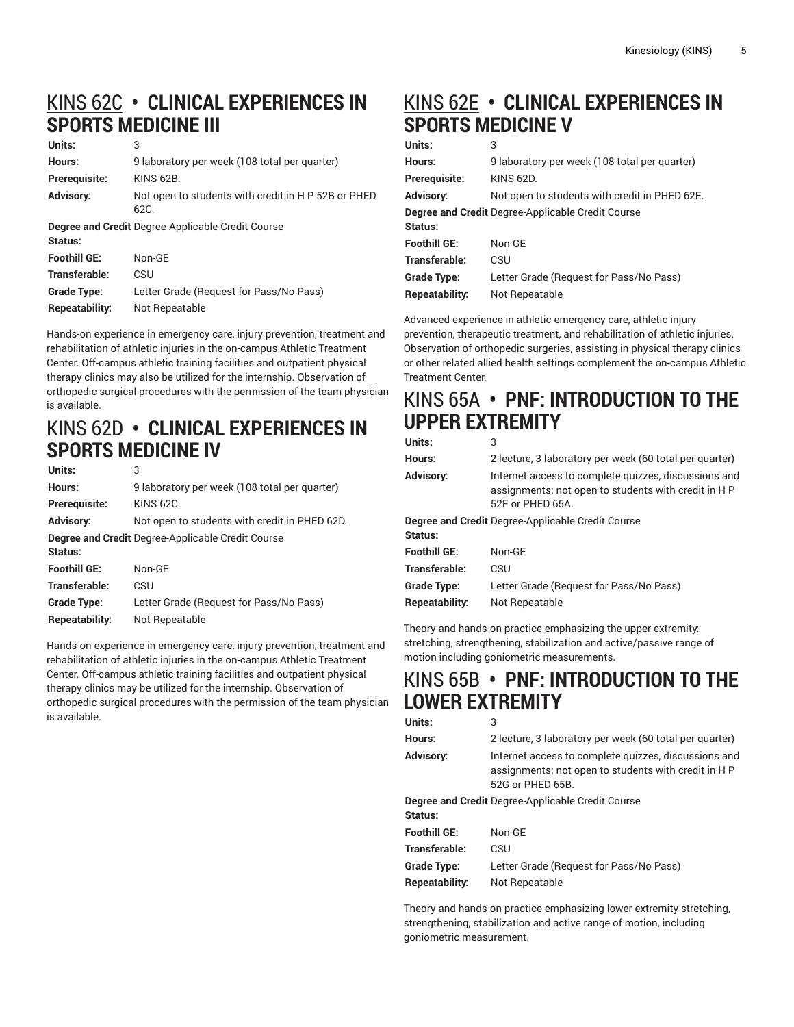## KINS 62C • CLINICAL EXPERIENCES IN SPORTS MEDICINE III

| | |
|---|---|
| **Units:** | 3 |
| **Hours:** | 9 laboratory per week (108 total per quarter) |
| **Prerequisite:** | KINS 62B. |
| **Advisory:** | Not open to students with credit in H P 52B or PHED 62C. |
| **Degree and Credit Status:** | Degree-Applicable Credit Course |
| **Foothill GE:** | Non-GE |
| **Transferable:** | CSU |
| **Grade Type:** | Letter Grade (Request for Pass/No Pass) |
| **Repeatability:** | Not Repeatable |

Hands-on experience in emergency care, injury prevention, treatment and rehabilitation of athletic injuries in the on-campus Athletic Treatment Center. Off-campus athletic training facilities and outpatient physical therapy clinics may also be utilized for the internship. Observation of orthopedic surgical procedures with the permission of the team physician is available.

## KINS 62D • CLINICAL EXPERIENCES IN SPORTS MEDICINE IV

| | |
|---|---|
| **Units:** | 3 |
| **Hours:** | 9 laboratory per week (108 total per quarter) |
| **Prerequisite:** | KINS 62C. |
| **Advisory:** | Not open to students with credit in PHED 62D. |
| **Degree and Credit Status:** | Degree-Applicable Credit Course |
| **Foothill GE:** | Non-GE |
| **Transferable:** | CSU |
| **Grade Type:** | Letter Grade (Request for Pass/No Pass) |
| **Repeatability:** | Not Repeatable |

Hands-on experience in emergency care, injury prevention, treatment and rehabilitation of athletic injuries in the on-campus Athletic Treatment Center. Off-campus athletic training facilities and outpatient physical therapy clinics may be utilized for the internship. Observation of orthopedic surgical procedures with the permission of the team physician is available.

## KINS 62E • CLINICAL EXPERIENCES IN SPORTS MEDICINE V

| | |
|---|---|
| **Units:** | 3 |
| **Hours:** | 9 laboratory per week (108 total per quarter) |
| **Prerequisite:** | KINS 62D. |
| **Advisory:** | Not open to students with credit in PHED 62E. |
| **Degree and Credit Status:** | Degree-Applicable Credit Course |
| **Foothill GE:** | Non-GE |
| **Transferable:** | CSU |
| **Grade Type:** | Letter Grade (Request for Pass/No Pass) |
| **Repeatability:** | Not Repeatable |

Advanced experience in athletic emergency care, athletic injury prevention, therapeutic treatment, and rehabilitation of athletic injuries. Observation of orthopedic surgeries, assisting in physical therapy clinics or other related allied health settings complement the on-campus Athletic Treatment Center.

## KINS 65A • PNF: INTRODUCTION TO THE UPPER EXTREMITY

| | |
|---|---|
| **Units:** | 3 |
| **Hours:** | 2 lecture, 3 laboratory per week (60 total per quarter) |
| **Advisory:** | Internet access to complete quizzes, discussions and assignments; not open to students with credit in H P 52F or PHED 65A. |
| **Degree and Credit Status:** | Degree-Applicable Credit Course |
| **Foothill GE:** | Non-GE |
| **Transferable:** | CSU |
| **Grade Type:** | Letter Grade (Request for Pass/No Pass) |
| **Repeatability:** | Not Repeatable |

Theory and hands-on practice emphasizing the upper extremity: stretching, strengthening, stabilization and active/passive range of motion including goniometric measurements.

## KINS 65B • PNF: INTRODUCTION TO THE LOWER EXTREMITY

| | |
|---|---|
| **Units:** | 3 |
| **Hours:** | 2 lecture, 3 laboratory per week (60 total per quarter) |
| **Advisory:** | Internet access to complete quizzes, discussions and assignments; not open to students with credit in H P 52G or PHED 65B. |
| **Degree and Credit Status:** | Degree-Applicable Credit Course |
| **Foothill GE:** | Non-GE |
| **Transferable:** | CSU |
| **Grade Type:** | Letter Grade (Request for Pass/No Pass) |
| **Repeatability:** | Not Repeatable |

Theory and hands-on practice emphasizing lower extremity stretching, strengthening, stabilization and active range of motion, including goniometric measurement.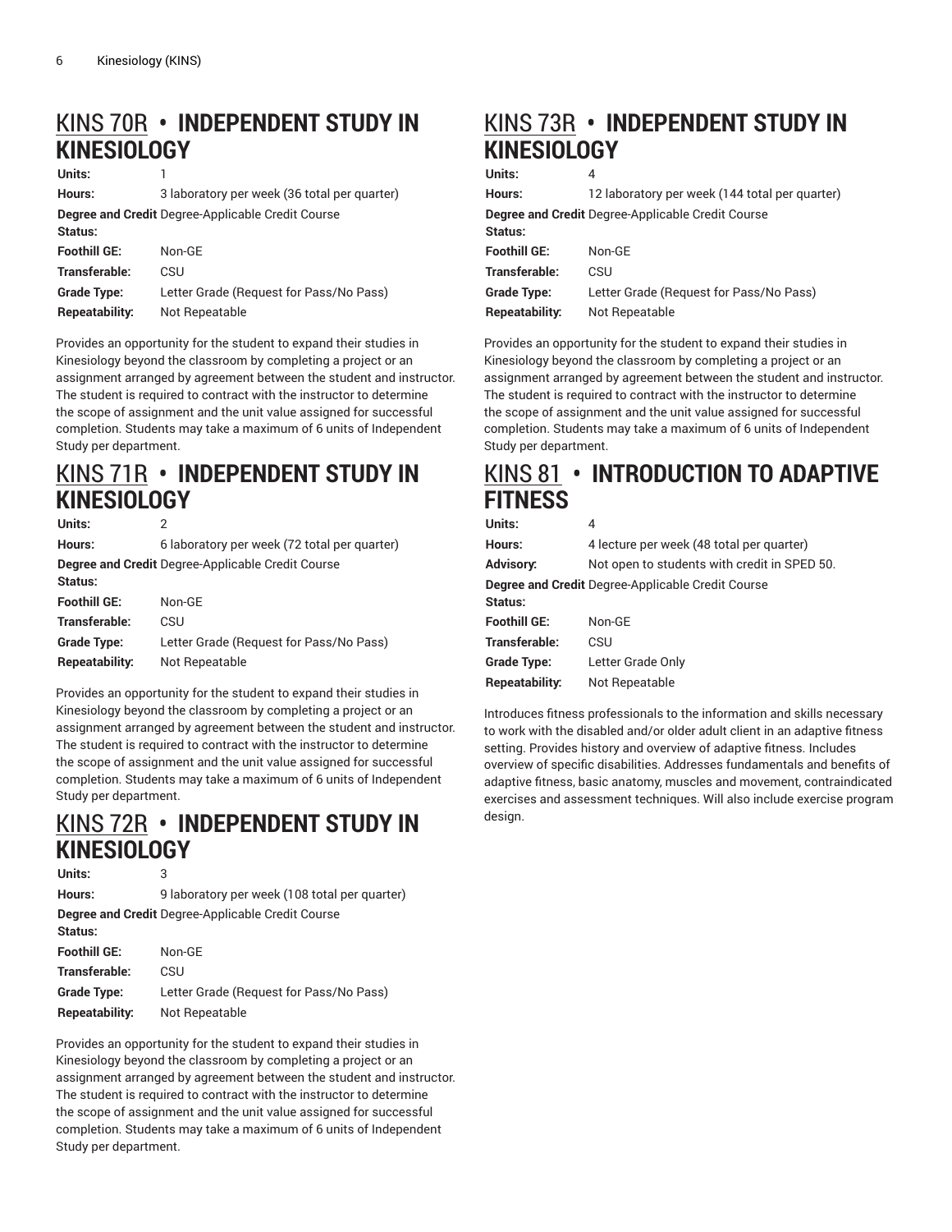## KINS 70R • INDEPENDENT STUDY IN KINESIOLOGY

| | |
|---|---|
| **Units:** | 1 |
| **Hours:** | 3 laboratory per week (36 total per quarter) |
| **Degree and Credit Status:** | Degree-Applicable Credit Course |
| **Foothill GE:** | Non-GE |
| **Transferable:** | CSU |
| **Grade Type:** | Letter Grade (Request for Pass/No Pass) |
| **Repeatability:** | Not Repeatable |

Provides an opportunity for the student to expand their studies in Kinesiology beyond the classroom by completing a project or an assignment arranged by agreement between the student and instructor. The student is required to contract with the instructor to determine the scope of assignment and the unit value assigned for successful completion. Students may take a maximum of 6 units of Independent Study per department.

## KINS 71R • INDEPENDENT STUDY IN KINESIOLOGY

| | |
|---|---|
| **Units:** | 2 |
| **Hours:** | 6 laboratory per week (72 total per quarter) |
| **Degree and Credit Status:** | Degree-Applicable Credit Course |
| **Foothill GE:** | Non-GE |
| **Transferable:** | CSU |
| **Grade Type:** | Letter Grade (Request for Pass/No Pass) |
| **Repeatability:** | Not Repeatable |

Provides an opportunity for the student to expand their studies in Kinesiology beyond the classroom by completing a project or an assignment arranged by agreement between the student and instructor. The student is required to contract with the instructor to determine the scope of assignment and the unit value assigned for successful completion. Students may take a maximum of 6 units of Independent Study per department.

## KINS 72R • INDEPENDENT STUDY IN KINESIOLOGY

| | |
|---|---|
| **Units:** | 3 |
| **Hours:** | 9 laboratory per week (108 total per quarter) |
| **Degree and Credit Status:** | Degree-Applicable Credit Course |
| **Foothill GE:** | Non-GE |
| **Transferable:** | CSU |
| **Grade Type:** | Letter Grade (Request for Pass/No Pass) |
| **Repeatability:** | Not Repeatable |

Provides an opportunity for the student to expand their studies in Kinesiology beyond the classroom by completing a project or an assignment arranged by agreement between the student and instructor. The student is required to contract with the instructor to determine the scope of assignment and the unit value assigned for successful completion. Students may take a maximum of 6 units of Independent Study per department.

## KINS 73R • INDEPENDENT STUDY IN KINESIOLOGY

| | |
|---|---|
| **Units:** | 4 |
| **Hours:** | 12 laboratory per week (144 total per quarter) |
| **Degree and Credit Status:** | Degree-Applicable Credit Course |
| **Foothill GE:** | Non-GE |
| **Transferable:** | CSU |
| **Grade Type:** | Letter Grade (Request for Pass/No Pass) |
| **Repeatability:** | Not Repeatable |

Provides an opportunity for the student to expand their studies in Kinesiology beyond the classroom by completing a project or an assignment arranged by agreement between the student and instructor. The student is required to contract with the instructor to determine the scope of assignment and the unit value assigned for successful completion. Students may take a maximum of 6 units of Independent Study per department.

## KINS 81 • INTRODUCTION TO ADAPTIVE FITNESS

| | |
|---|---|
| **Units:** | 4 |
| **Hours:** | 4 lecture per week (48 total per quarter) |
| **Advisory:** | Not open to students with credit in SPED 50. |
| **Degree and Credit Status:** | Degree-Applicable Credit Course |
| **Foothill GE:** | Non-GE |
| **Transferable:** | CSU |
| **Grade Type:** | Letter Grade Only |
| **Repeatability:** | Not Repeatable |

Introduces fitness professionals to the information and skills necessary to work with the disabled and/or older adult client in an adaptive fitness setting. Provides history and overview of adaptive fitness. Includes overview of specific disabilities. Addresses fundamentals and benefits of adaptive fitness, basic anatomy, muscles and movement, contraindicated exercises and assessment techniques. Will also include exercise program design.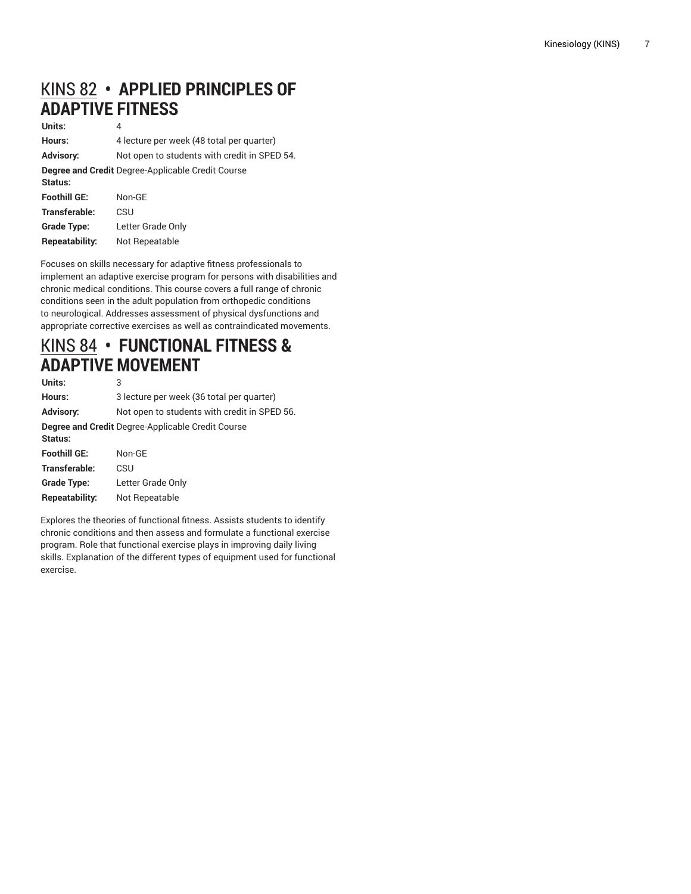## KINS 82 • APPLIED PRINCIPLES OF ADAPTIVE FITNESS

| | |
|---|---|
| **Units:** | 4 |
| **Hours:** | 4 lecture per week (48 total per quarter) |
| **Advisory:** | Not open to students with credit in SPED 54. |
| **Degree and Credit Status:** | Degree-Applicable Credit Course |
| **Foothill GE:** | Non-GE |
| **Transferable:** | CSU |
| **Grade Type:** | Letter Grade Only |
| **Repeatability:** | Not Repeatable |

Focuses on skills necessary for adaptive fitness professionals to implement an adaptive exercise program for persons with disabilities and chronic medical conditions. This course covers a full range of chronic conditions seen in the adult population from orthopedic conditions to neurological. Addresses assessment of physical dysfunctions and appropriate corrective exercises as well as contraindicated movements.

## KINS 84 • FUNCTIONAL FITNESS & ADAPTIVE MOVEMENT

| | |
|---|---|
| **Units:** | 3 |
| **Hours:** | 3 lecture per week (36 total per quarter) |
| **Advisory:** | Not open to students with credit in SPED 56. |
| **Degree and Credit Status:** | Degree-Applicable Credit Course |
| **Foothill GE:** | Non-GE |
| **Transferable:** | CSU |
| **Grade Type:** | Letter Grade Only |
| **Repeatability:** | Not Repeatable |

Explores the theories of functional fitness. Assists students to identify chronic conditions and then assess and formulate a functional exercise program. Role that functional exercise plays in improving daily living skills. Explanation of the different types of equipment used for functional exercise.